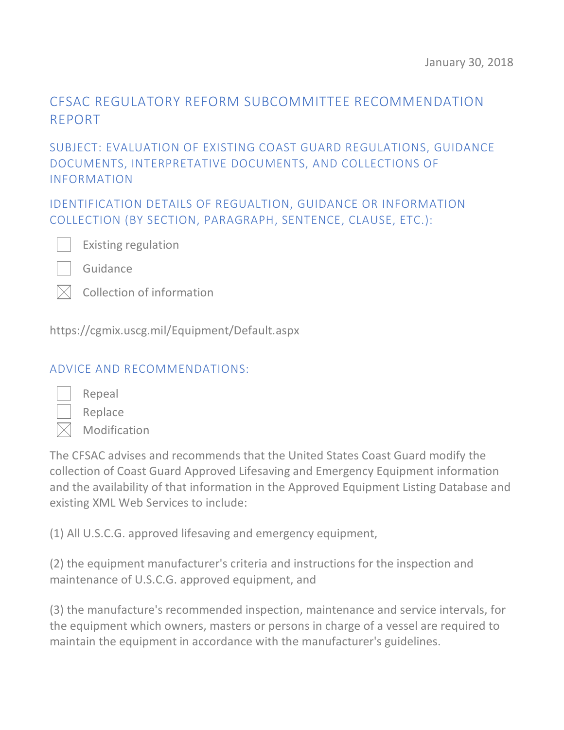January 30, 2018

# CFSAC REGULATORY REFORM SUBCOMMITTEE RECOMMENDATION REPORT

## SUBJECT: EVALUATION OF EXISTING COAST GUARD REGULATIONS, GUIDANCE DOCUMENTS, INTERPRETATIVE DOCUMENTS, AND COLLECTIONS OF INFORMATION

## IDENTIFICATION DETAILS OF REGUALTION, GUIDANCE OR INFORMATION COLLECTION (BY SECTION, PARAGRAPH, SENTENCE, CLAUSE, ETC.):

- [ ] Existing regulation
- [ ] Guidance
- [x] Collection of information

https://cgmix.uscg.mil/Equipment/Default.aspx

## ADVICE AND RECOMMENDATIONS:

- [ ] Repeal
- [ ] Replace
- [x] Modification

The CFSAC advises and recommends that the United States Coast Guard modify the collection of Coast Guard Approved Lifesaving and Emergency Equipment information and the availability of that information in the Approved Equipment Listing Database and existing XML Web Services to include:

(1) All U.S.C.G. approved lifesaving and emergency equipment,

(2) the equipment manufacturer's criteria and instructions for the inspection and maintenance of U.S.C.G. approved equipment, and

(3) the manufacture's recommended inspection, maintenance and service intervals, for the equipment which owners, masters or persons in charge of a vessel are required to maintain the equipment in accordance with the manufacturer's guidelines.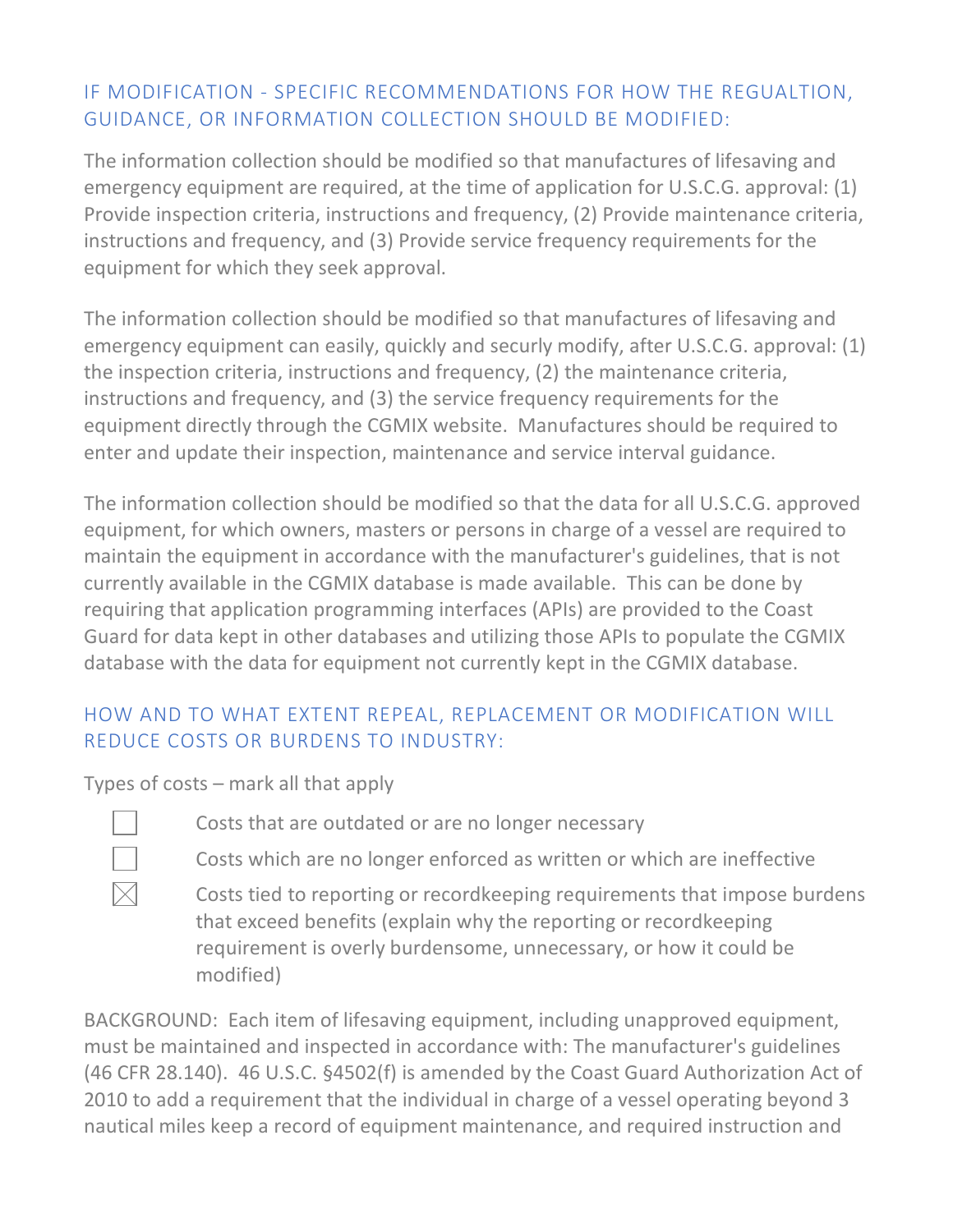## IF MODIFICATION - SPECIFIC RECOMMENDATIONS FOR HOW THE REGUALTION, GUIDANCE, OR INFORMATION COLLECTION SHOULD BE MODIFIED:

The information collection should be modified so that manufactures of lifesaving and emergency equipment are required, at the time of application for U.S.C.G. approval: (1) Provide inspection criteria, instructions and frequency, (2) Provide maintenance criteria, instructions and frequency, and (3) Provide service frequency requirements for the equipment for which they seek approval.

The information collection should be modified so that manufactures of lifesaving and emergency equipment can easily, quickly and securly modify, after U.S.C.G. approval: (1) the inspection criteria, instructions and frequency, (2) the maintenance criteria, instructions and frequency, and (3) the service frequency requirements for the equipment directly through the CGMIX website. Manufactures should be required to enter and update their inspection, maintenance and service interval guidance.

The information collection should be modified so that the data for all U.S.C.G. approved equipment, for which owners, masters or persons in charge of a vessel are required to maintain the equipment in accordance with the manufacturer's guidelines, that is not currently available in the CGMIX database is made available. This can be done by requiring that application programming interfaces (APIs) are provided to the Coast Guard for data kept in other databases and utilizing those APIs to populate the CGMIX database with the data for equipment not currently kept in the CGMIX database.

## HOW AND TO WHAT EXTENT REPEAL, REPLACEMENT OR MODIFICATION WILL REDUCE COSTS OR BURDENS TO INDUSTRY:

Types of costs – mark all that apply

- [ ] Costs that are outdated or are no longer necessary
- [ ] Costs which are no longer enforced as written or which are ineffective
- [x] Costs tied to reporting or recordkeeping requirements that impose burdens that exceed benefits (explain why the reporting or recordkeeping requirement is overly burdensome, unnecessary, or how it could be modified)

BACKGROUND: Each item of lifesaving equipment, including unapproved equipment, must be maintained and inspected in accordance with: The manufacturer's guidelines (46 CFR 28.140). 46 U.S.C. §4502(f) is amended by the Coast Guard Authorization Act of 2010 to add a requirement that the individual in charge of a vessel operating beyond 3 nautical miles keep a record of equipment maintenance, and required instruction and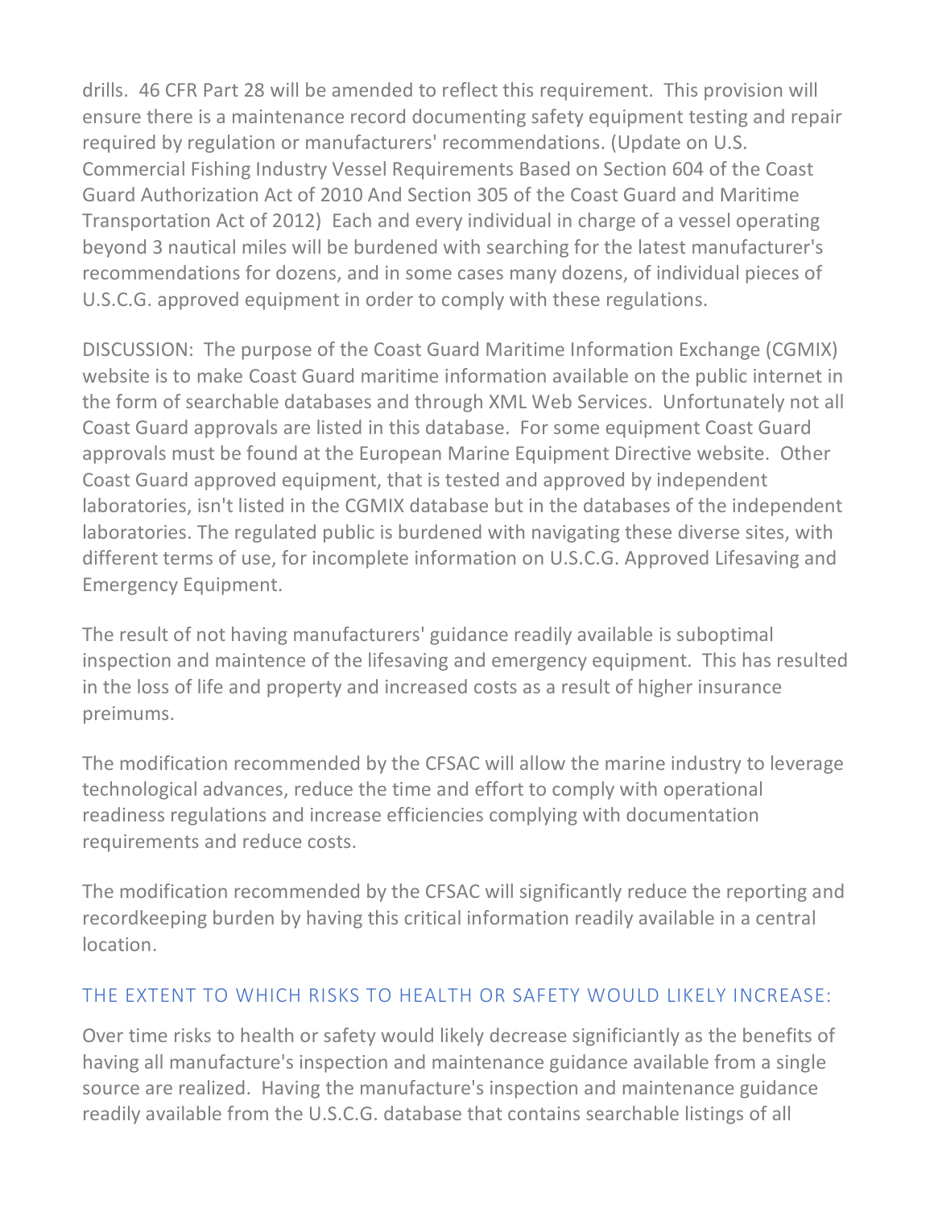drills. 46 CFR Part 28 will be amended to reflect this requirement. This provision will ensure there is a maintenance record documenting safety equipment testing and repair required by regulation or manufacturers' recommendations. (Update on U.S. Commercial Fishing Industry Vessel Requirements Based on Section 604 of the Coast Guard Authorization Act of 2010 And Section 305 of the Coast Guard and Maritime Transportation Act of 2012) Each and every individual in charge of a vessel operating beyond 3 nautical miles will be burdened with searching for the latest manufacturer's recommendations for dozens, and in some cases many dozens, of individual pieces of U.S.C.G. approved equipment in order to comply with these regulations.

DISCUSSION: The purpose of the Coast Guard Maritime Information Exchange (CGMIX) website is to make Coast Guard maritime information available on the public internet in the form of searchable databases and through XML Web Services. Unfortunately not all Coast Guard approvals are listed in this database. For some equipment Coast Guard approvals must be found at the European Marine Equipment Directive website. Other Coast Guard approved equipment, that is tested and approved by independent laboratories, isn't listed in the CGMIX database but in the databases of the independent laboratories. The regulated public is burdened with navigating these diverse sites, with different terms of use, for incomplete information on U.S.C.G. Approved Lifesaving and Emergency Equipment.

The result of not having manufacturers' guidance readily available is suboptimal inspection and maintence of the lifesaving and emergency equipment. This has resulted in the loss of life and property and increased costs as a result of higher insurance preimums.

The modification recommended by the CFSAC will allow the marine industry to leverage technological advances, reduce the time and effort to comply with operational readiness regulations and increase efficiencies complying with documentation requirements and reduce costs.

The modification recommended by the CFSAC will significantly reduce the reporting and recordkeeping burden by having this critical information readily available in a central location.

## THE EXTENT TO WHICH RISKS TO HEALTH OR SAFETY WOULD LIKELY INCREASE:

Over time risks to health or safety would likely decrease significiantly as the benefits of having all manufacture's inspection and maintenance guidance available from a single source are realized. Having the manufacture's inspection and maintenance guidance readily available from the U.S.C.G. database that contains searchable listings of all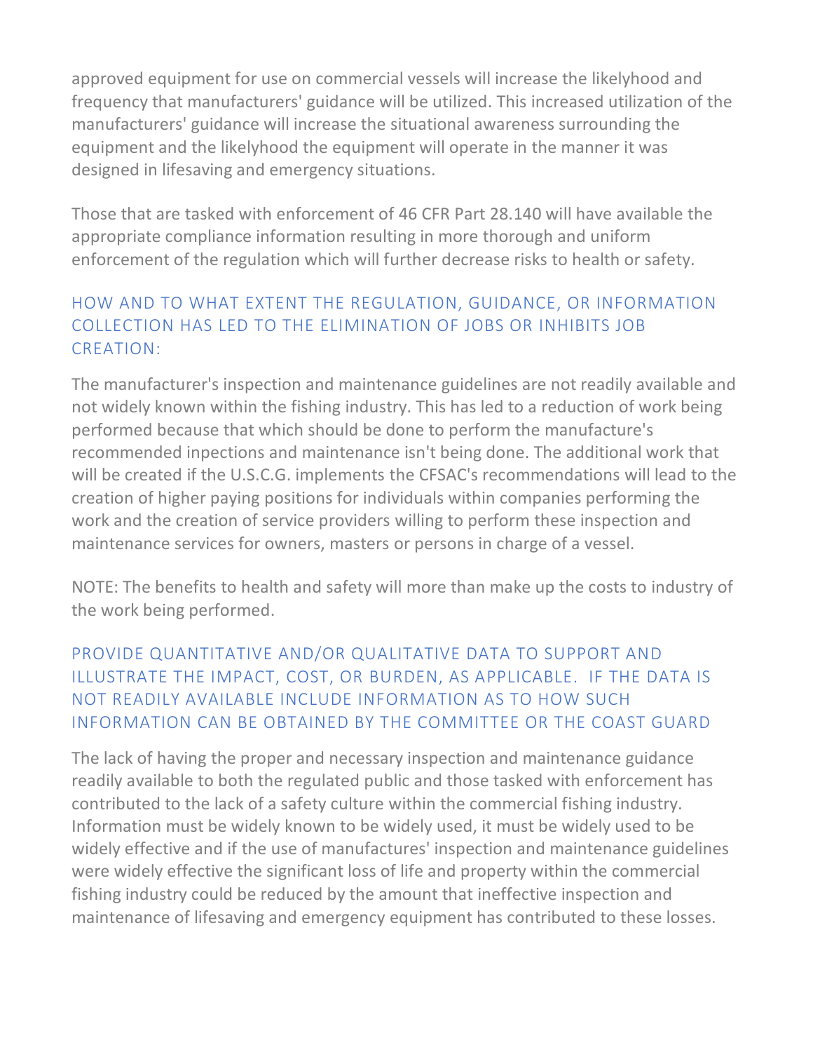approved equipment for use on commercial vessels will increase the likelyhood and frequency that manufacturers' guidance will be utilized. This increased utilization of the manufacturers' guidance will increase the situational awareness surrounding the equipment and the likelyhood the equipment will operate in the manner it was designed in lifesaving and emergency situations.

Those that are tasked with enforcement of 46 CFR Part 28.140 will have available the appropriate compliance information resulting in more thorough and uniform enforcement of the regulation which will further decrease risks to health or safety.

## HOW AND TO WHAT EXTENT THE REGULATION, GUIDANCE, OR INFORMATION COLLECTION HAS LED TO THE ELIMINATION OF JOBS OR INHIBITS JOB CREATION:

The manufacturer's inspection and maintenance guidelines are not readily available and not widely known within the fishing industry. This has led to a reduction of work being performed because that which should be done to perform the manufacture's recommended inpections and maintenance isn't being done. The additional work that will be created if the U.S.C.G. implements the CFSAC's recommendations will lead to the creation of higher paying positions for individuals within companies performing the work and the creation of service providers willing to perform these inspection and maintenance services for owners, masters or persons in charge of a vessel.

NOTE: The benefits to health and safety will more than make up the costs to industry of the work being performed.

## PROVIDE QUANTITATIVE AND/OR QUALITATIVE DATA TO SUPPORT AND ILLUSTRATE THE IMPACT, COST, OR BURDEN, AS APPLICABLE. IF THE DATA IS NOT READILY AVAILABLE INCLUDE INFORMATION AS TO HOW SUCH INFORMATION CAN BE OBTAINED BY THE COMMITTEE OR THE COAST GUARD

The lack of having the proper and necessary inspection and maintenance guidance readily available to both the regulated public and those tasked with enforcement has contributed to the lack of a safety culture within the commercial fishing industry. Information must be widely known to be widely used, it must be widely used to be widely effective and if the use of manufactures' inspection and maintenance guidelines were widely effective the significant loss of life and property within the commercial fishing industry could be reduced by the amount that ineffective inspection and maintenance of lifesaving and emergency equipment has contributed to these losses.